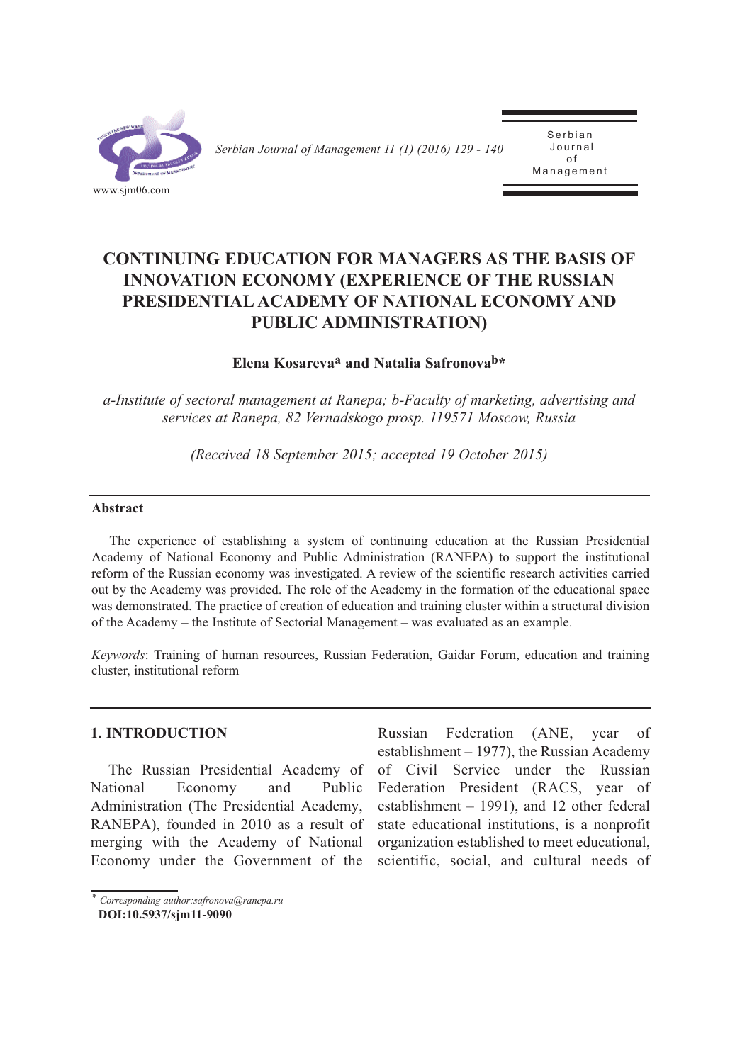# CONTINUING EDUCATION FOR MANAGERS AS THE BASIS OF INNOVATION ECONOMY (EXPERIENCE OF THE RUSSIAN PRESIDENTIAL ACADEMY OF NATIONAL ECONOMY AND PUBLIC ADMINISTRATION)

**Elena Kosareva[a] and Natalia Safronova[b]***

*a-Institute of sectoral management at Ranepa; b-Faculty of marketing, advertising and services at Ranepa, 82 Vernadskogo prosp. 119571 Moscow, Russia*

*(Received 18 September 2015; accepted 19 October 2015)*

## Abstract

The experience of establishing a system of continuing education at the Russian Presidential Academy of National Economy and Public Administration (RANEPA) to support the institutional reform of the Russian economy was investigated. A review of the scientific research activities carried out by the Academy was provided. The role of the Academy in the formation of the educational space was demonstrated. The practice of creation of education and training cluster within a structural division of the Academy – the Institute of Sectorial Management – was evaluated as an example.

*Keywords*: Training of human resources, Russian Federation, Gaidar Forum, education and training cluster, institutional reform

## 1. INTRODUCTION

The Russian Presidential Academy of National Economy and Public Administration (The Presidential Academy, RANEPA), founded in 2010 as a result of merging with the Academy of National Economy under the Government of the Russian Federation (ANE, year of establishment – 1977), the Russian Academy of Civil Service under the Russian Federation President (RACS, year of establishment – 1991), and 12 other federal state educational institutions, is a nonprofit organization established to meet educational, scientific, social, and cultural needs of

---

* *Corresponding author:safronova@ranepa.ru*

**DOI:10.5937/sjm11-9090**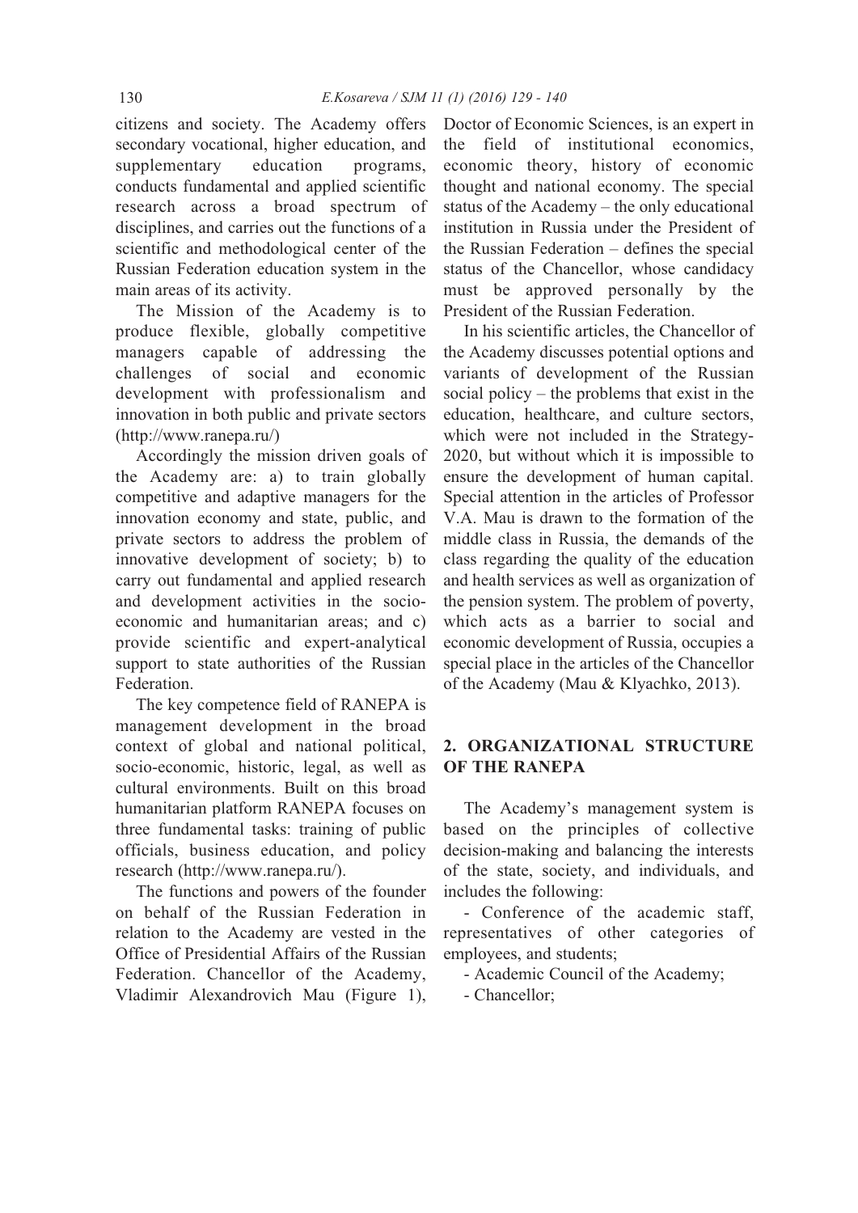citizens and society. The Academy offers secondary vocational, higher education, and supplementary education programs, conducts fundamental and applied scientific research across a broad spectrum of disciplines, and carries out the functions of a scientific and methodological center of the Russian Federation education system in the main areas of its activity.

The Mission of the Academy is to produce flexible, globally competitive managers capable of addressing the challenges of social and economic development with professionalism and innovation in both public and private sectors (http://www.ranepa.ru/)

Accordingly the mission driven goals of the Academy are: a) to train globally competitive and adaptive managers for the innovation economy and state, public, and private sectors to address the problem of innovative development of society; b) to carry out fundamental and applied research and development activities in the socio-economic and humanitarian areas; and c) provide scientific and expert-analytical support to state authorities of the Russian Federation.

The key competence field of RANEPA is management development in the broad context of global and national political, socio-economic, historic, legal, as well as cultural environments. Built on this broad humanitarian platform RANEPA focuses on three fundamental tasks: training of public officials, business education, and policy research (http://www.ranepa.ru/).

The functions and powers of the founder on behalf of the Russian Federation in relation to the Academy are vested in the Office of Presidential Affairs of the Russian Federation. Chancellor of the Academy, Vladimir Alexandrovich Mau (Figure 1), Doctor of Economic Sciences, is an expert in the field of institutional economics, economic theory, history of economic thought and national economy. The special status of the Academy – the only educational institution in Russia under the President of the Russian Federation – defines the special status of the Chancellor, whose candidacy must be approved personally by the President of the Russian Federation.

In his scientific articles, the Chancellor of the Academy discusses potential options and variants of development of the Russian social policy – the problems that exist in the education, healthcare, and culture sectors, which were not included in the Strategy-2020, but without which it is impossible to ensure the development of human capital. Special attention in the articles of Professor V.A. Mau is drawn to the formation of the middle class in Russia, the demands of the class regarding the quality of the education and health services as well as organization of the pension system. The problem of poverty, which acts as a barrier to social and economic development of Russia, occupies a special place in the articles of the Chancellor of the Academy (Mau & Klyachko, 2013).

## 2. ORGANIZATIONAL STRUCTURE OF THE RANEPA

The Academy's management system is based on the principles of collective decision-making and balancing the interests of the state, society, and individuals, and includes the following:

- Conference of the academic staff, representatives of other categories of employees, and students;
- Academic Council of the Academy;
- Chancellor;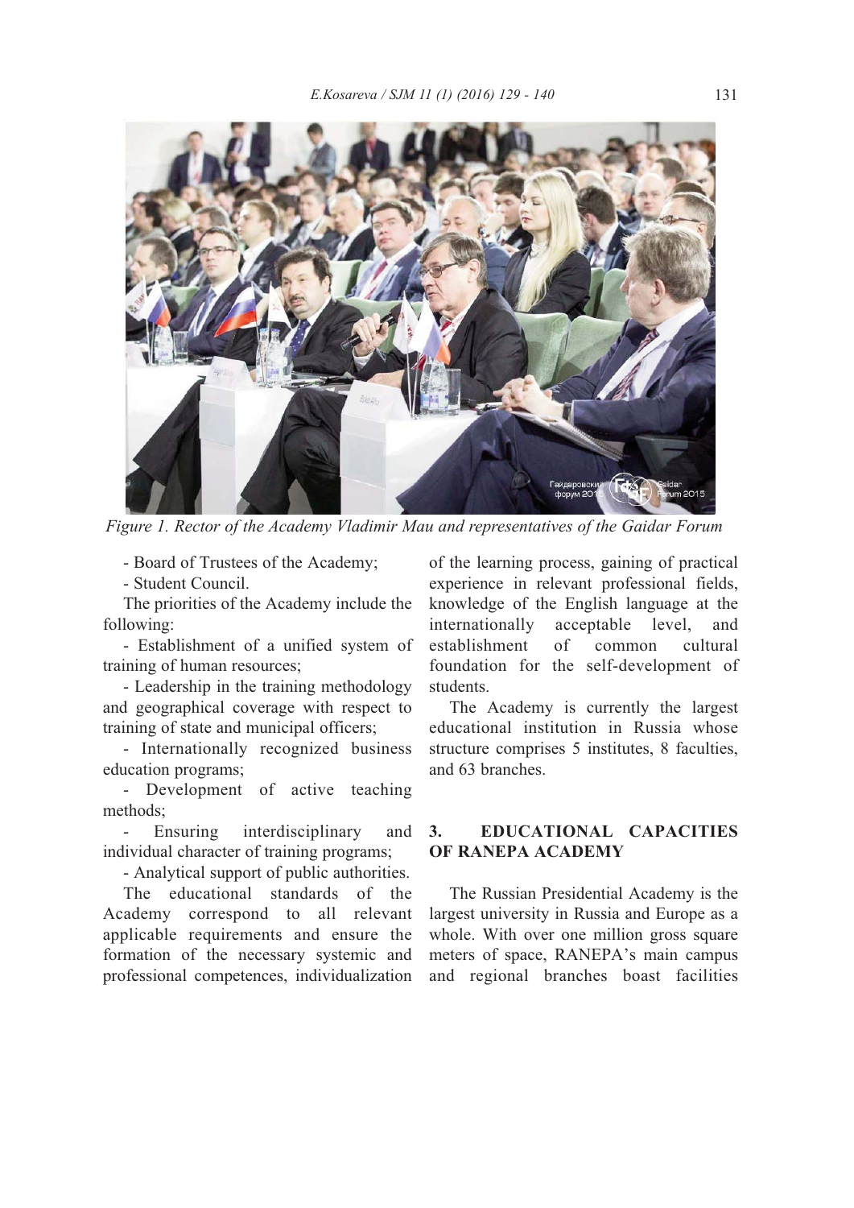Figure 1. Rector of the Academy Vladimir Mau and representatives of the Gaidar Forum

- Board of Trustees of the Academy;
- Student Council.

The priorities of the Academy include the following:

- Establishment of a unified system of training of human resources;
- Leadership in the training methodology and geographical coverage with respect to training of state and municipal officers;
- Internationally recognized business education programs;
- Development of active teaching methods;
- Ensuring interdisciplinary and individual character of training programs;
- Analytical support of public authorities.

The educational standards of the Academy correspond to all relevant applicable requirements and ensure the formation of the necessary systemic and professional competences, individualization of the learning process, gaining of practical experience in relevant professional fields, knowledge of the English language at the internationally acceptable level, and establishment of common cultural foundation for the self-development of students.

The Academy is currently the largest educational institution in Russia whose structure comprises 5 institutes, 8 faculties, and 63 branches.

## 3. EDUCATIONAL CAPACITIES OF RANEPA ACADEMY

The Russian Presidential Academy is the largest university in Russia and Europe as a whole. With over one million gross square meters of space, RANEPA's main campus and regional branches boast facilities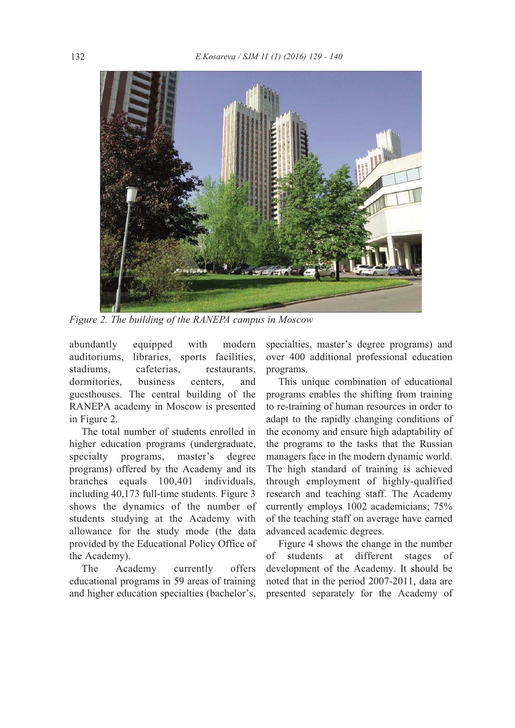*Figure 2. The building of the RANEPA campus in Moscow*

abundantly equipped with modern auditoriums, libraries, sports facilities, stadiums, cafeterias, restaurants, dormitories, business centers, and guesthouses. The central building of the RANEPA academy in Moscow is presented in Figure 2.

The total number of students enrolled in higher education programs (undergraduate, specialty programs, master's degree programs) offered by the Academy and its branches equals 100,401 individuals, including 40,173 full-time students. Figure 3 shows the dynamics of the number of students studying at the Academy with allowance for the study mode (the data provided by the Educational Policy Office of the Academy).

The Academy currently offers educational programs in 59 areas of training and higher education specialties (bachelor's, specialties, master's degree programs) and over 400 additional professional education programs.

This unique combination of educational programs enables the shifting from training to re-training of human resources in order to adapt to the rapidly changing conditions of the economy and ensure high adaptability of the programs to the tasks that the Russian managers face in the modern dynamic world. The high standard of training is achieved through employment of highly-qualified research and teaching staff. The Academy currently employs 1002 academicians; 75% of the teaching staff on average have earned advanced academic degrees.

Figure 4 shows the change in the number of students at different stages of development of the Academy. It should be noted that in the period 2007-2011, data are presented separately for the Academy of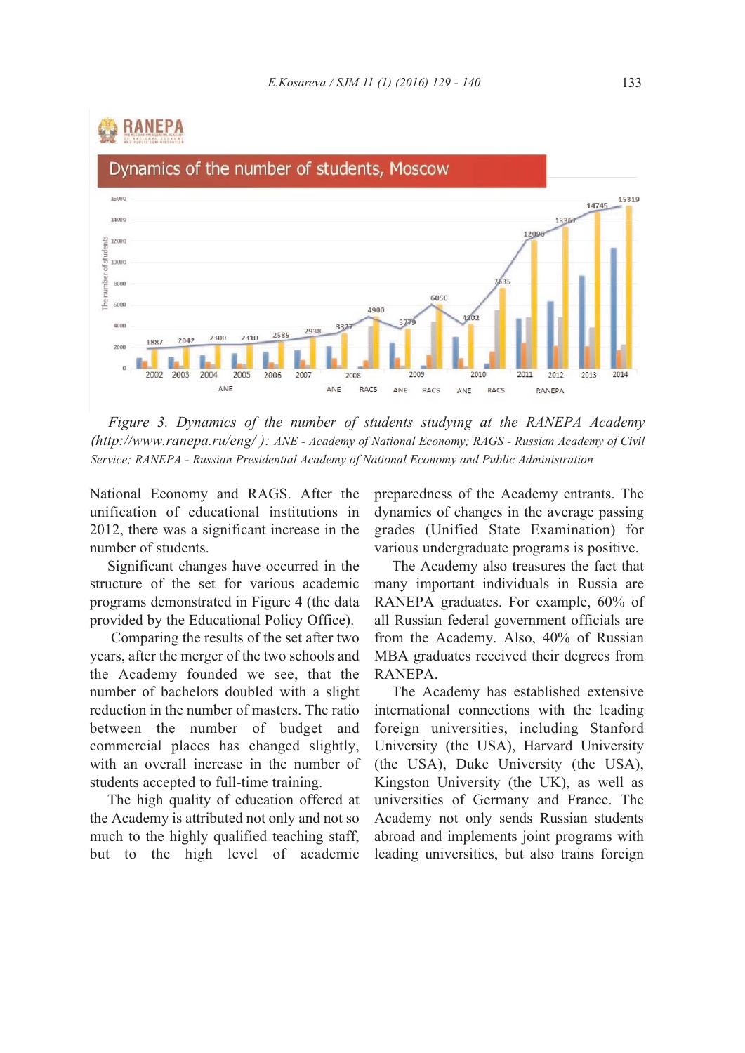*Figure 3. Dynamics of the number of students studying at the RANEPA Academy (http://www.ranepa.ru/eng/ ): ANE - Academy of National Economy; RAGS - Russian Academy of Civil Service; RANEPA - Russian Presidential Academy of National Economy and Public Administration*

National Economy and RAGS. After the unification of educational institutions in 2012, there was a significant increase in the number of students.

Significant changes have occurred in the structure of the set for various academic programs demonstrated in Figure 4 (the data provided by the Educational Policy Office).

Comparing the results of the set after two years, after the merger of the two schools and the Academy founded we see, that the number of bachelors doubled with a slight reduction in the number of masters. The ratio between the number of budget and commercial places has changed slightly, with an overall increase in the number of students accepted to full-time training.

The high quality of education offered at the Academy is attributed not only and not so much to the highly qualified teaching staff, but to the high level of academic preparedness of the Academy entrants. The dynamics of changes in the average passing grades (Unified State Examination) for various undergraduate programs is positive.

The Academy also treasures the fact that many important individuals in Russia are RANEPA graduates. For example, 60% of all Russian federal government officials are from the Academy. Also, 40% of Russian MBA graduates received their degrees from RANEPA.

The Academy has established extensive international connections with the leading foreign universities, including Stanford University (the USA), Harvard University (the USA), Duke University (the USA), Kingston University (the UK), as well as universities of Germany and France. The Academy not only sends Russian students abroad and implements joint programs with leading universities, but also trains foreign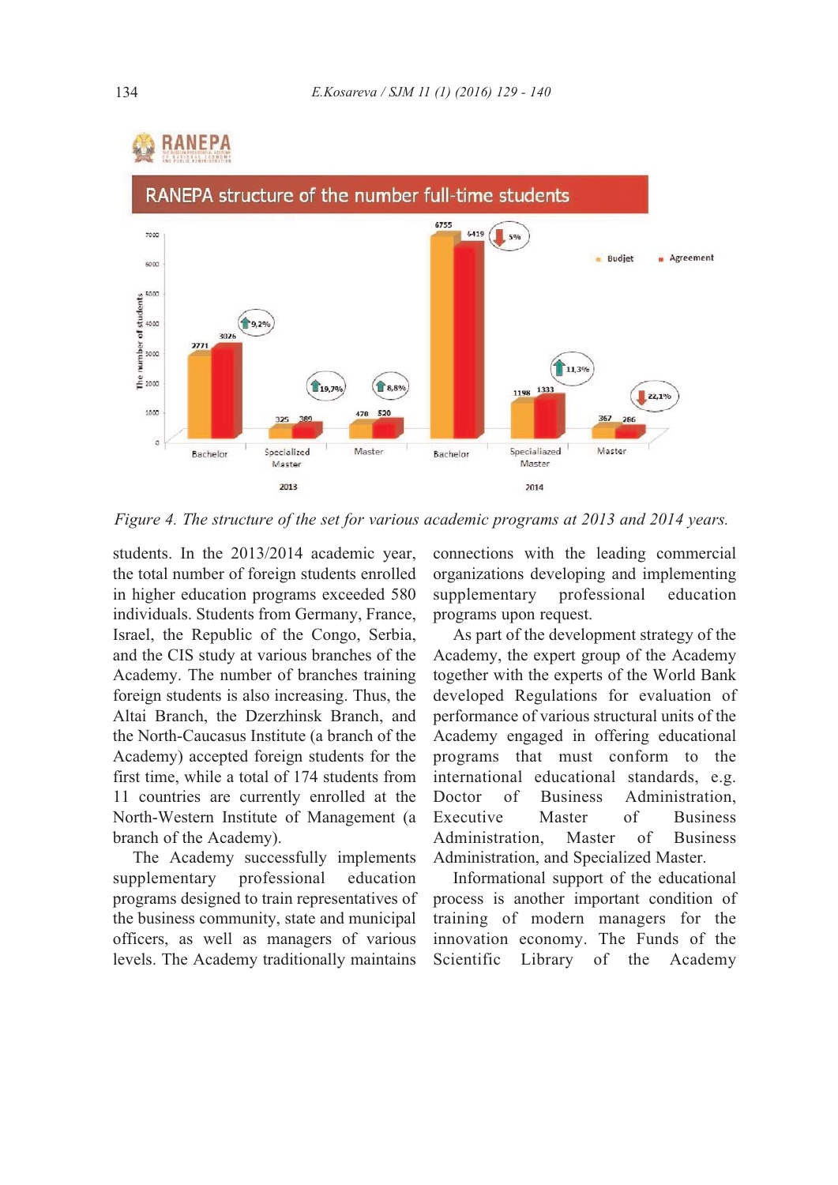*Figure 4. The structure of the set for various academic programs at 2013 and 2014 years.*

students. In the 2013/2014 academic year, the total number of foreign students enrolled in higher education programs exceeded 580 individuals. Students from Germany, France, Israel, the Republic of the Congo, Serbia, and the CIS study at various branches of the Academy. The number of branches training foreign students is also increasing. Thus, the Altai Branch, the Dzerzhinsk Branch, and the North-Caucasus Institute (a branch of the Academy) accepted foreign students for the first time, while a total of 174 students from 11 countries are currently enrolled at the North-Western Institute of Management (a branch of the Academy).

The Academy successfully implements supplementary professional education programs designed to train representatives of the business community, state and municipal officers, as well as managers of various levels. The Academy traditionally maintains connections with the leading commercial organizations developing and implementing supplementary professional education programs upon request.

As part of the development strategy of the Academy, the expert group of the Academy together with the experts of the World Bank developed Regulations for evaluation of performance of various structural units of the Academy engaged in offering educational programs that must conform to the international educational standards, e.g. Doctor of Business Administration, Executive Master of Business Administration, Master of Business Administration, and Specialized Master.

Informational support of the educational process is another important condition of training of modern managers for the innovation economy. The Funds of the Scientific Library of the Academy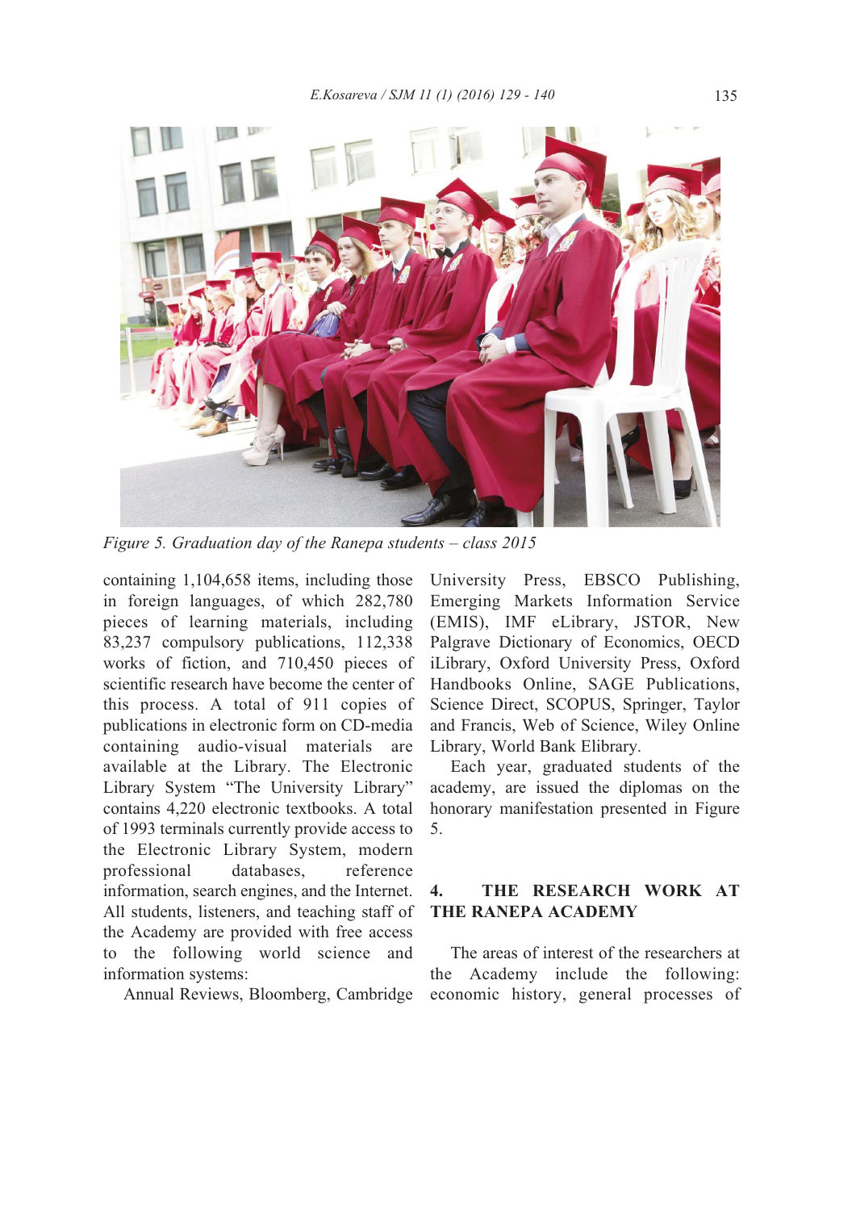*Figure 5. Graduation day of the Ranepa students – class 2015*

containing 1,104,658 items, including those in foreign languages, of which 282,780 pieces of learning materials, including 83,237 compulsory publications, 112,338 works of fiction, and 710,450 pieces of scientific research have become the center of this process. A total of 911 copies of publications in electronic form on CD-media containing audio-visual materials are available at the Library. The Electronic Library System "The University Library" contains 4,220 electronic textbooks. A total of 1993 terminals currently provide access to the Electronic Library System, modern professional databases, reference information, search engines, and the Internet. All students, listeners, and teaching staff of the Academy are provided with free access to the following world science and information systems:

Annual Reviews, Bloomberg, Cambridge University Press, EBSCO Publishing, Emerging Markets Information Service (EMIS), IMF eLibrary, JSTOR, New Palgrave Dictionary of Economics, OECD iLibrary, Oxford University Press, Oxford Handbooks Online, SAGE Publications, Science Direct, SCOPUS, Springer, Taylor and Francis, Web of Science, Wiley Online Library, World Bank Elibrary.

Each year, graduated students of the academy, are issued the diplomas on the honorary manifestation presented in Figure 5.

## 4. THE RESEARCH WORK AT THE RANEPA ACADEMY

The areas of interest of the researchers at the Academy include the following: economic history, general processes of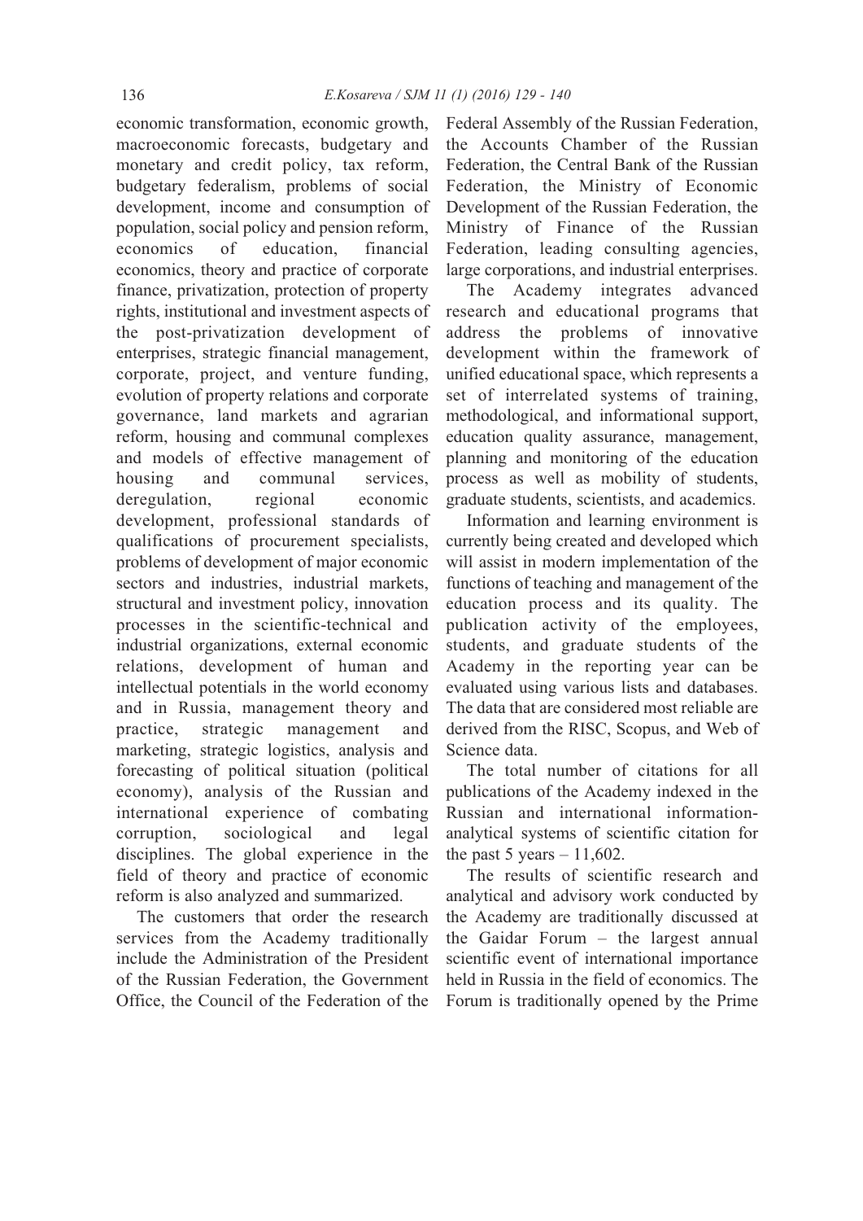economic transformation, economic growth, macroeconomic forecasts, budgetary and monetary and credit policy, tax reform, budgetary federalism, problems of social development, income and consumption of population, social policy and pension reform, economics of education, financial economics, theory and practice of corporate finance, privatization, protection of property rights, institutional and investment aspects of the post-privatization development of enterprises, strategic financial management, corporate, project, and venture funding, evolution of property relations and corporate governance, land markets and agrarian reform, housing and communal complexes and models of effective management of housing and communal services, deregulation, regional economic development, professional standards of qualifications of procurement specialists, problems of development of major economic sectors and industries, industrial markets, structural and investment policy, innovation processes in the scientific-technical and industrial organizations, external economic relations, development of human and intellectual potentials in the world economy and in Russia, management theory and practice, strategic management and marketing, strategic logistics, analysis and forecasting of political situation (political economy), analysis of the Russian and international experience of combating corruption, sociological and legal disciplines. The global experience in the field of theory and practice of economic reform is also analyzed and summarized.

The customers that order the research services from the Academy traditionally include the Administration of the President of the Russian Federation, the Government Office, the Council of the Federation of the Federal Assembly of the Russian Federation, the Accounts Chamber of the Russian Federation, the Central Bank of the Russian Federation, the Ministry of Economic Development of the Russian Federation, the Ministry of Finance of the Russian Federation, leading consulting agencies, large corporations, and industrial enterprises.

The Academy integrates advanced research and educational programs that address the problems of innovative development within the framework of unified educational space, which represents a set of interrelated systems of training, methodological, and informational support, education quality assurance, management, planning and monitoring of the education process as well as mobility of students, graduate students, scientists, and academics.

Information and learning environment is currently being created and developed which will assist in modern implementation of the functions of teaching and management of the education process and its quality. The publication activity of the employees, students, and graduate students of the Academy in the reporting year can be evaluated using various lists and databases. The data that are considered most reliable are derived from the RISC, Scopus, and Web of Science data.

The total number of citations for all publications of the Academy indexed in the Russian and international information-analytical systems of scientific citation for the past 5 years – 11,602.

The results of scientific research and analytical and advisory work conducted by the Academy are traditionally discussed at the Gaidar Forum – the largest annual scientific event of international importance held in Russia in the field of economics. The Forum is traditionally opened by the Prime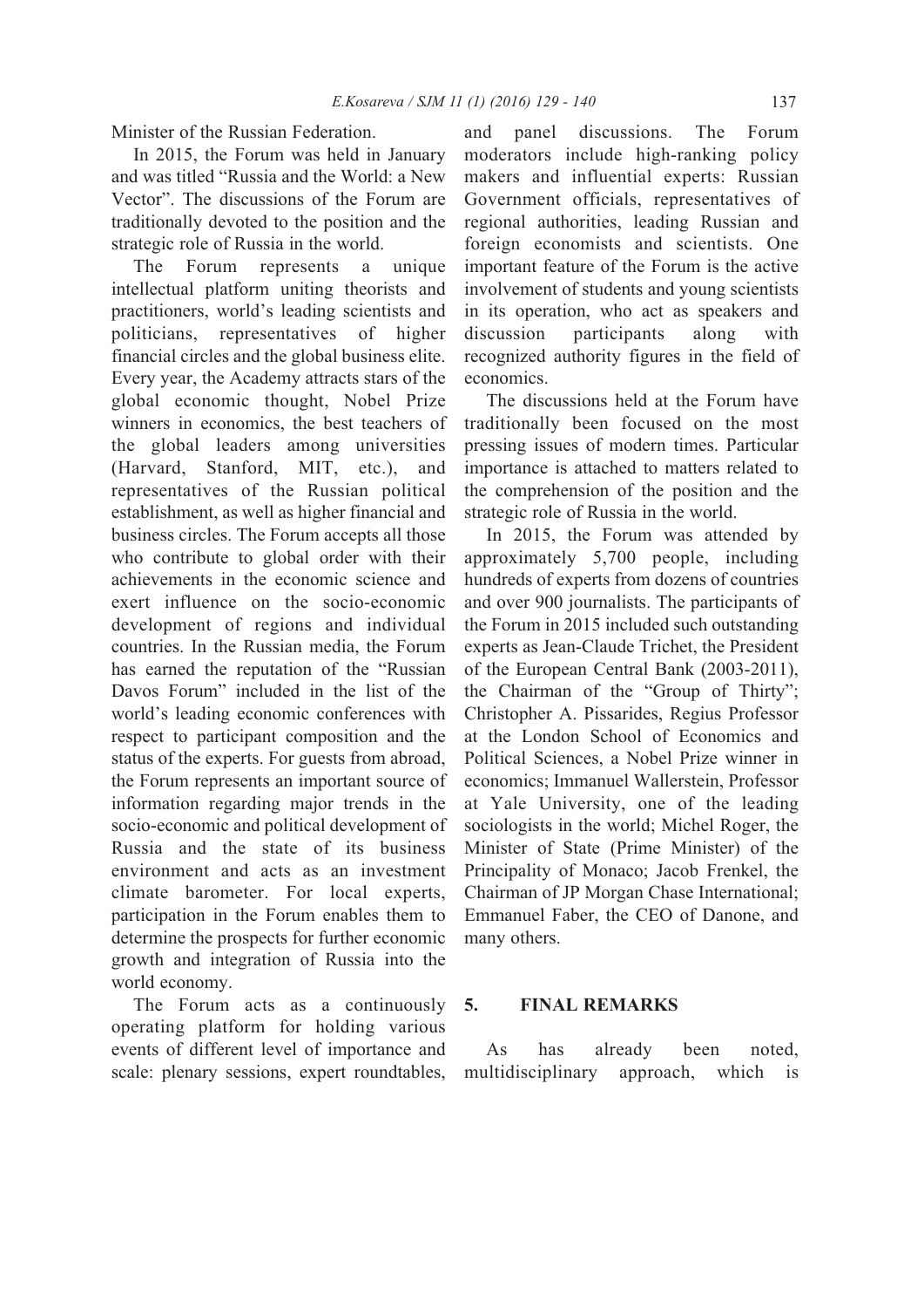Minister of the Russian Federation.

In 2015, the Forum was held in January and was titled "Russia and the World: a New Vector". The discussions of the Forum are traditionally devoted to the position and the strategic role of Russia in the world.

The Forum represents a unique intellectual platform uniting theorists and practitioners, world's leading scientists and politicians, representatives of higher financial circles and the global business elite. Every year, the Academy attracts stars of the global economic thought, Nobel Prize winners in economics, the best teachers of the global leaders among universities (Harvard, Stanford, MIT, etc.), and representatives of the Russian political establishment, as well as higher financial and business circles. The Forum accepts all those who contribute to global order with their achievements in the economic science and exert influence on the socio-economic development of regions and individual countries. In the Russian media, the Forum has earned the reputation of the "Russian Davos Forum" included in the list of the world's leading economic conferences with respect to participant composition and the status of the experts. For guests from abroad, the Forum represents an important source of information regarding major trends in the socio-economic and political development of Russia and the state of its business environment and acts as an investment climate barometer. For local experts, participation in the Forum enables them to determine the prospects for further economic growth and integration of Russia into the world economy.

The Forum acts as a continuously operating platform for holding various events of different level of importance and scale: plenary sessions, expert roundtables, and panel discussions. The Forum moderators include high-ranking policy makers and influential experts: Russian Government officials, representatives of regional authorities, leading Russian and foreign economists and scientists. One important feature of the Forum is the active involvement of students and young scientists in its operation, who act as speakers and discussion participants along with recognized authority figures in the field of economics.

The discussions held at the Forum have traditionally been focused on the most pressing issues of modern times. Particular importance is attached to matters related to the comprehension of the position and the strategic role of Russia in the world.

In 2015, the Forum was attended by approximately 5,700 people, including hundreds of experts from dozens of countries and over 900 journalists. The participants of the Forum in 2015 included such outstanding experts as Jean-Claude Trichet, the President of the European Central Bank (2003-2011), the Chairman of the "Group of Thirty"; Christopher A. Pissarides, Regius Professor at the London School of Economics and Political Sciences, a Nobel Prize winner in economics; Immanuel Wallerstein, Professor at Yale University, one of the leading sociologists in the world; Michel Roger, the Minister of State (Prime Minister) of the Principality of Monaco; Jacob Frenkel, the Chairman of JP Morgan Chase International; Emmanuel Faber, the CEO of Danone, and many others.

## 5. FINAL REMARKS

As has already been noted, multidisciplinary approach, which is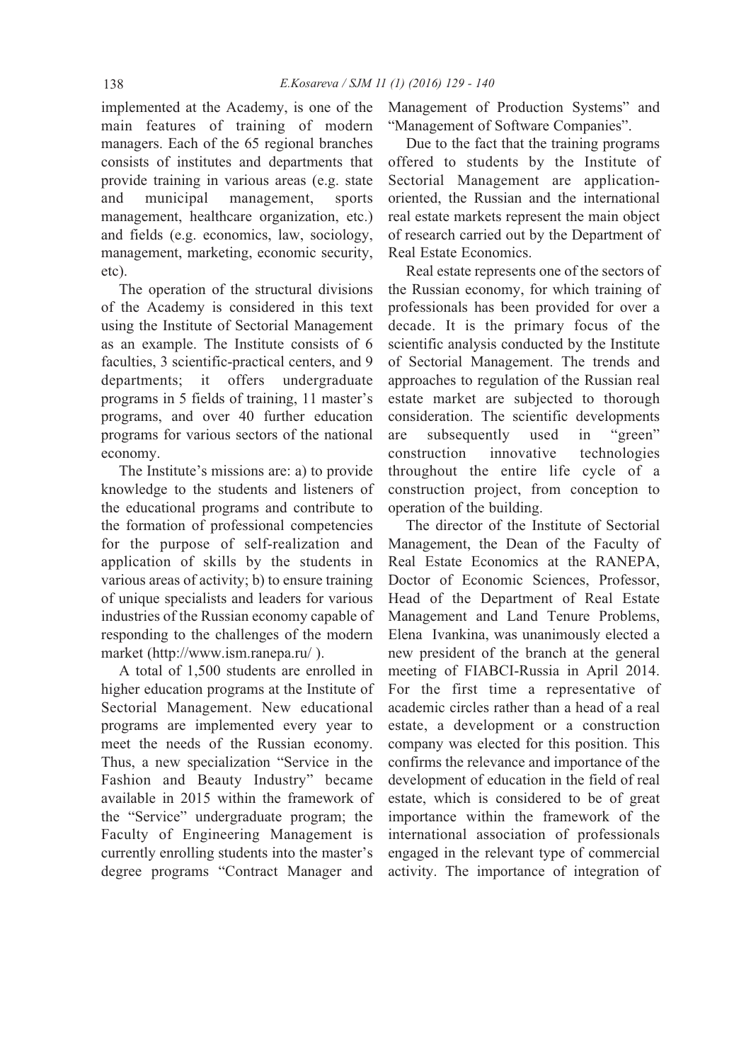implemented at the Academy, is one of the main features of training of modern managers. Each of the 65 regional branches consists of institutes and departments that provide training in various areas (e.g. state and municipal management, sports management, healthcare organization, etc.) and fields (e.g. economics, law, sociology, management, marketing, economic security, etc).

The operation of the structural divisions of the Academy is considered in this text using the Institute of Sectorial Management as an example. The Institute consists of 6 faculties, 3 scientific-practical centers, and 9 departments; it offers undergraduate programs in 5 fields of training, 11 master's programs, and over 40 further education programs for various sectors of the national economy.

The Institute's missions are: a) to provide knowledge to the students and listeners of the educational programs and contribute to the formation of professional competencies for the purpose of self-realization and application of skills by the students in various areas of activity; b) to ensure training of unique specialists and leaders for various industries of the Russian economy capable of responding to the challenges of the modern market (http://www.ism.ranepa.ru/ ).

A total of 1,500 students are enrolled in higher education programs at the Institute of Sectorial Management. New educational programs are implemented every year to meet the needs of the Russian economy. Thus, a new specialization "Service in the Fashion and Beauty Industry" became available in 2015 within the framework of the "Service" undergraduate program; the Faculty of Engineering Management is currently enrolling students into the master's degree programs "Contract Manager and Management of Production Systems" and "Management of Software Companies".

Due to the fact that the training programs offered to students by the Institute of Sectorial Management are application-oriented, the Russian and the international real estate markets represent the main object of research carried out by the Department of Real Estate Economics.

Real estate represents one of the sectors of the Russian economy, for which training of professionals has been provided for over a decade. It is the primary focus of the scientific analysis conducted by the Institute of Sectorial Management. The trends and approaches to regulation of the Russian real estate market are subjected to thorough consideration. The scientific developments are subsequently used in "green" construction innovative technologies throughout the entire life cycle of a construction project, from conception to operation of the building.

The director of the Institute of Sectorial Management, the Dean of the Faculty of Real Estate Economics at the RANEPA, Doctor of Economic Sciences, Professor, Head of the Department of Real Estate Management and Land Tenure Problems, Elena Ivankina, was unanimously elected a new president of the branch at the general meeting of FIABCI-Russia in April 2014. For the first time a representative of academic circles rather than a head of a real estate, a development or a construction company was elected for this position. This confirms the relevance and importance of the development of education in the field of real estate, which is considered to be of great importance within the framework of the international association of professionals engaged in the relevant type of commercial activity. The importance of integration of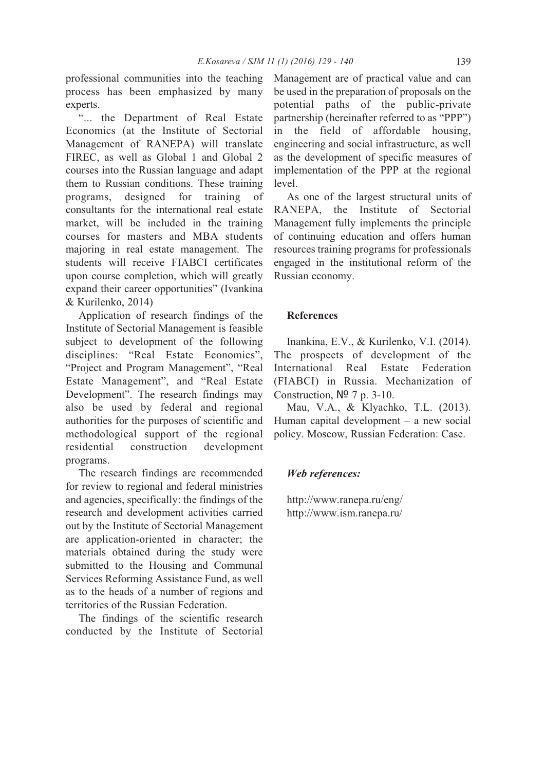professional communities into the teaching process has been emphasized by many experts.

"... the Department of Real Estate Economics (at the Institute of Sectorial Management of RANEPA) will translate FIREC, as well as Global 1 and Global 2 courses into the Russian language and adapt them to Russian conditions. These training programs, designed for training of consultants for the international real estate market, will be included in the training courses for masters and MBA students majoring in real estate management. The students will receive FIABCI certificates upon course completion, which will greatly expand their career opportunities" (Ivankina & Kurilenko, 2014)

Application of research findings of the Institute of Sectorial Management is feasible subject to development of the following disciplines: "Real Estate Economics", "Project and Program Management", "Real Estate Management", and "Real Estate Development". The research findings may also be used by federal and regional authorities for the purposes of scientific and methodological support of the regional residential construction development programs.

The research findings are recommended for review to regional and federal ministries and agencies, specifically: the findings of the research and development activities carried out by the Institute of Sectorial Management are application-oriented in character; the materials obtained during the study were submitted to the Housing and Communal Services Reforming Assistance Fund, as well as to the heads of a number of regions and territories of the Russian Federation.

The findings of the scientific research conducted by the Institute of Sectorial Management are of practical value and can be used in the preparation of proposals on the potential paths of the public-private partnership (hereinafter referred to as "PPP") in the field of affordable housing, engineering and social infrastructure, as well as the development of specific measures of implementation of the PPP at the regional level.

As one of the largest structural units of RANEPA, the Institute of Sectorial Management fully implements the principle of continuing education and offers human resources training programs for professionals engaged in the institutional reform of the Russian economy.

## References

Inankina, E.V., & Kurilenko, V.I. (2014). The prospects of development of the International Real Estate Federation (FIABCI) in Russia. Mechanization of Construction, № 7 p. 3-10.

Mau, V.A., & Klyachko, T.L. (2013). Human capital development – a new social policy. Moscow, Russian Federation: Case.

### *Web references:*

http://www.ranepa.ru/eng/
http://www.ism.ranepa.ru/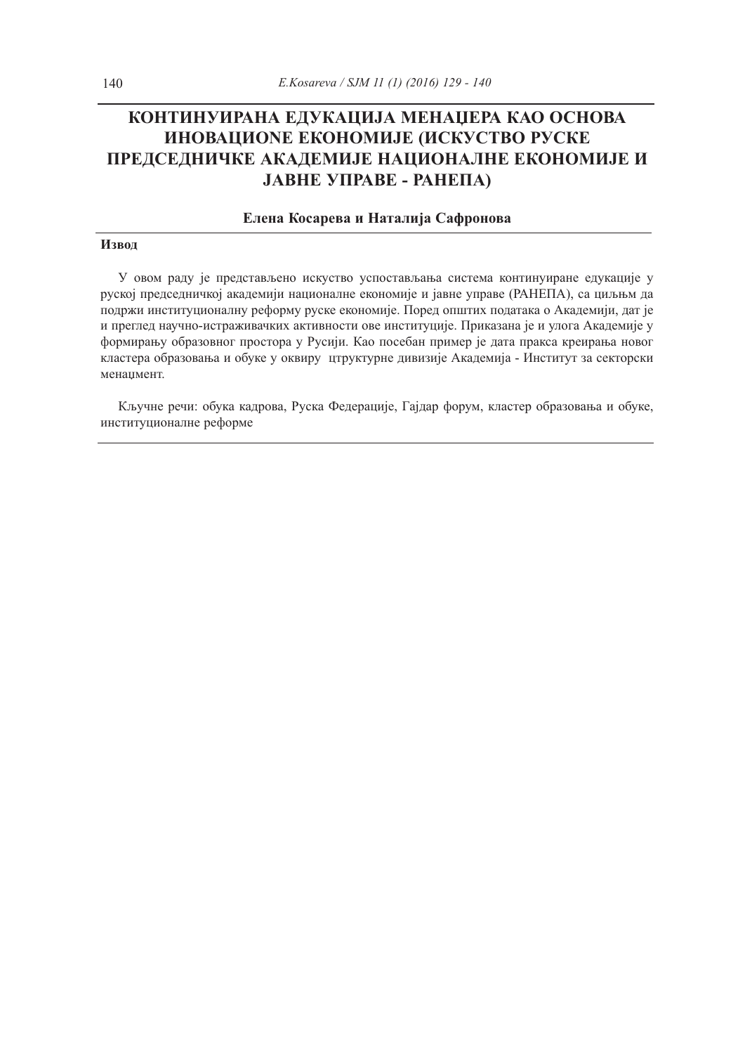# КОНТИНУИРАНА ЕДУКАЦИЈА МЕНАЏЕРА КАО ОСНОВА ИНОВАЦИОНЕ ЕКОНОМИЈЕ (ИСКУСТВО РУСКЕ ПРЕДСЕДНИЧКЕ АКАДЕМИЈЕ НАЦИОНАЛНЕ ЕКОНОМИЈЕ И ЈАВНЕ УПРАВЕ - РАНЕПА)

**Елена Косарева и Наталија Сафронова**

**Извод**

У овом раду је представљено искуство успостављања система континуиране едукације у руској председничкој академији националне економије и јавне управе (РАНЕПА), са циљњм да подржи институционалну реформу руске економије. Поред општих података о Академији, дат је и преглед научно-истраживачких активности ове институције. Приказана је и улога Академије у формирању образовног простора у Русији. Као посебан пример је дата пракса креирања новог кластера образовања и обуке у оквиру цтруктурне дивизије Академија - Институт за секторски менаџмент.

Кључне речи: обука кадрова, Руска Федерације, Гајдар форум, кластер образовања и обуке, институционалне реформе